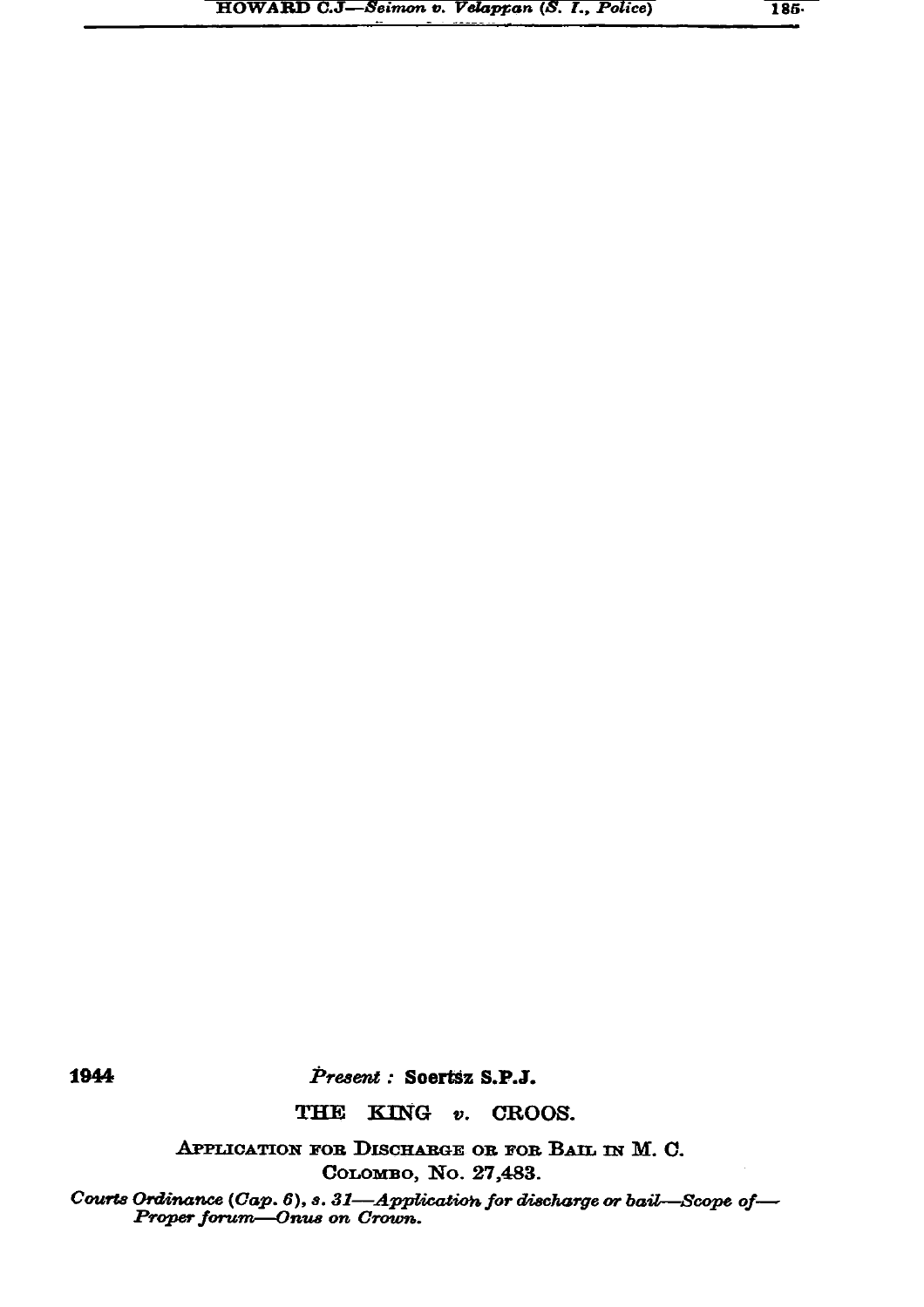1944

*Present :* **Soertsz S.P.J.**

## THE KING *v.* CROOS.

APPLICATION FOR DISCHARGE OR FOR BAIL IN M. C. COLOMBO, No. 27,483.

*Courts Ordinance (Cap. 6), s. 31—Application for discharge or bail—Scope of—Proper forum—Onus on Crown.*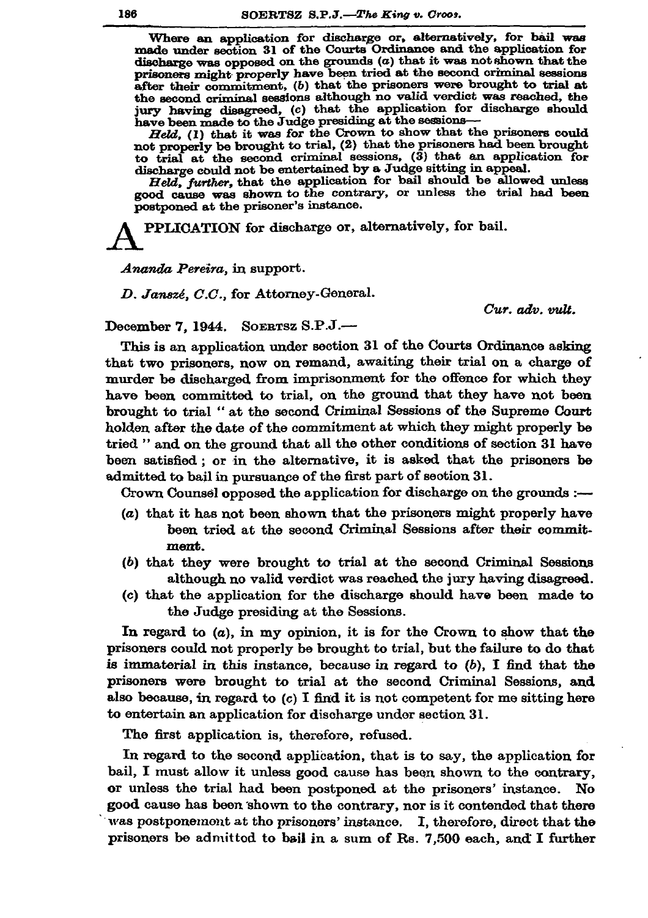Where an application for discharge or, alternatively, for bail was made under section 31 of the Courts Ordinance and the application for discharge was opposed on the grounds (*a*) that it was not shown that the prisoners might properly have been tried at the second criminal sessions after their commitment, (*b*) that the prisoners were brought to trial at the second criminal sessions although no valid verdict was reached, the jury having disagreed, (*c*) that the application for discharge should have been made to the Judge presiding at the sessions—

*Held*, (1) that it was for the Crown to show that the prisoners could not properly be brought to trial, (2) that the prisoners had been brought to trial at the second criminal sessions, (3) that an application for discharge could not be entertained by a Judge sitting in appeal.

*Held, further*, that the application for bail should be allowed unless good cause was shown to the contrary, or unless the trial had been postponed at the prisoner's instance.

APPLICATION for discharge or, alternatively, for bail.

*Ananda Pereira*, in support.

*D. Janszé, C.C.*, for Attorney-General.

*Cur. adv. vult.*

December 7, 1944. SOERTSZ S.P.J.—

This is an application under section 31 of the Courts Ordinance asking that two prisoners, now on remand, awaiting their trial on a charge of murder be discharged from imprisonment for the offence for which they have been committed to trial, on the ground that they have not been brought to trial " at the second Criminal Sessions of the Supreme Court holden after the date of the commitment at which they might properly be tried " and on the ground that all the other conditions of section 31 have been satisfied ; or in the alternative, it is asked that the prisoners be admitted to bail in pursuance of the first part of section 31.

Crown Counsel opposed the application for discharge on the grounds :—

(*a*) that it has not been shown that the prisoners might properly have been tried at the second Criminal Sessions after their commitment.

(*b*) that they were brought to trial at the second Criminal Sessions although no valid verdict was reached the jury having disagreed.

(*c*) that the application for the discharge should have been made to the Judge presiding at the Sessions.

In regard to (*a*), in my opinion, it is for the Crown to show that the prisoners could not properly be brought to trial, but the failure to do that is immaterial in this instance, because in regard to (*b*), I find that the prisoners were brought to trial at the second Criminal Sessions, and also because, in regard to (*c*) I find it is not competent for me sitting here to entertain an application for discharge under section 31.

The first application is, therefore, refused.

In regard to the second application, that is to say, the application for bail, I must allow it unless good cause has been shown to the contrary, or unless the trial had been postponed at the prisoners' instance. No good cause has been shown to the contrary, nor is it contended that there was postponement at the prisoners' instance. I, therefore, direct that the prisoners be admitted to bail in a sum of Rs. 7,500 each, and I further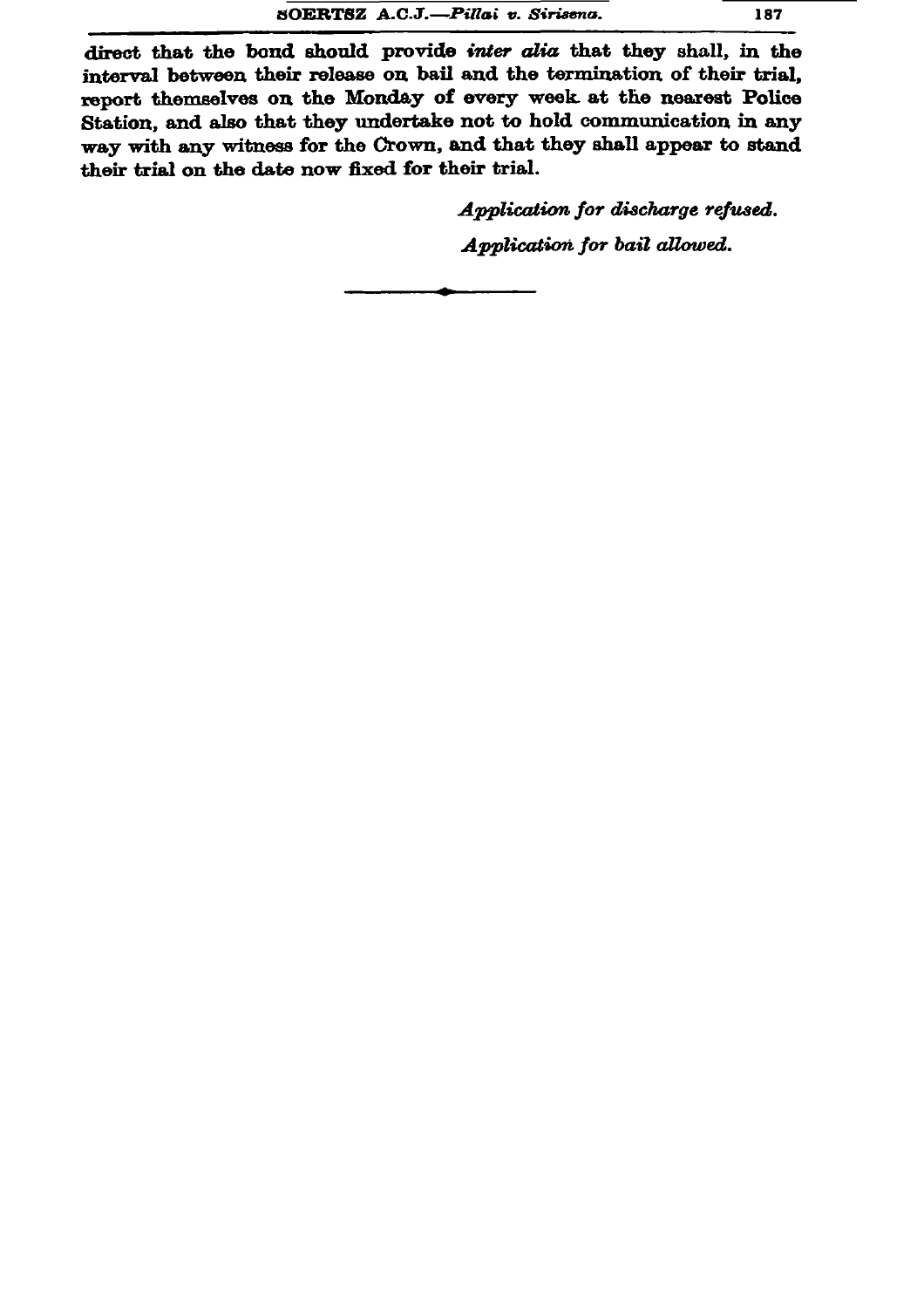direct that the bond should provide *inter alia* that they shall, in the interval between their release on bail and the termination of their trial, report themselves on the Monday of every week at the nearest Police Station, and also that they undertake not to hold communication in any way with any witness for the Crown, and that they shall appear to stand their trial on the date now fixed for their trial.

*Application for discharge refused.*

*Application for bail allowed.*